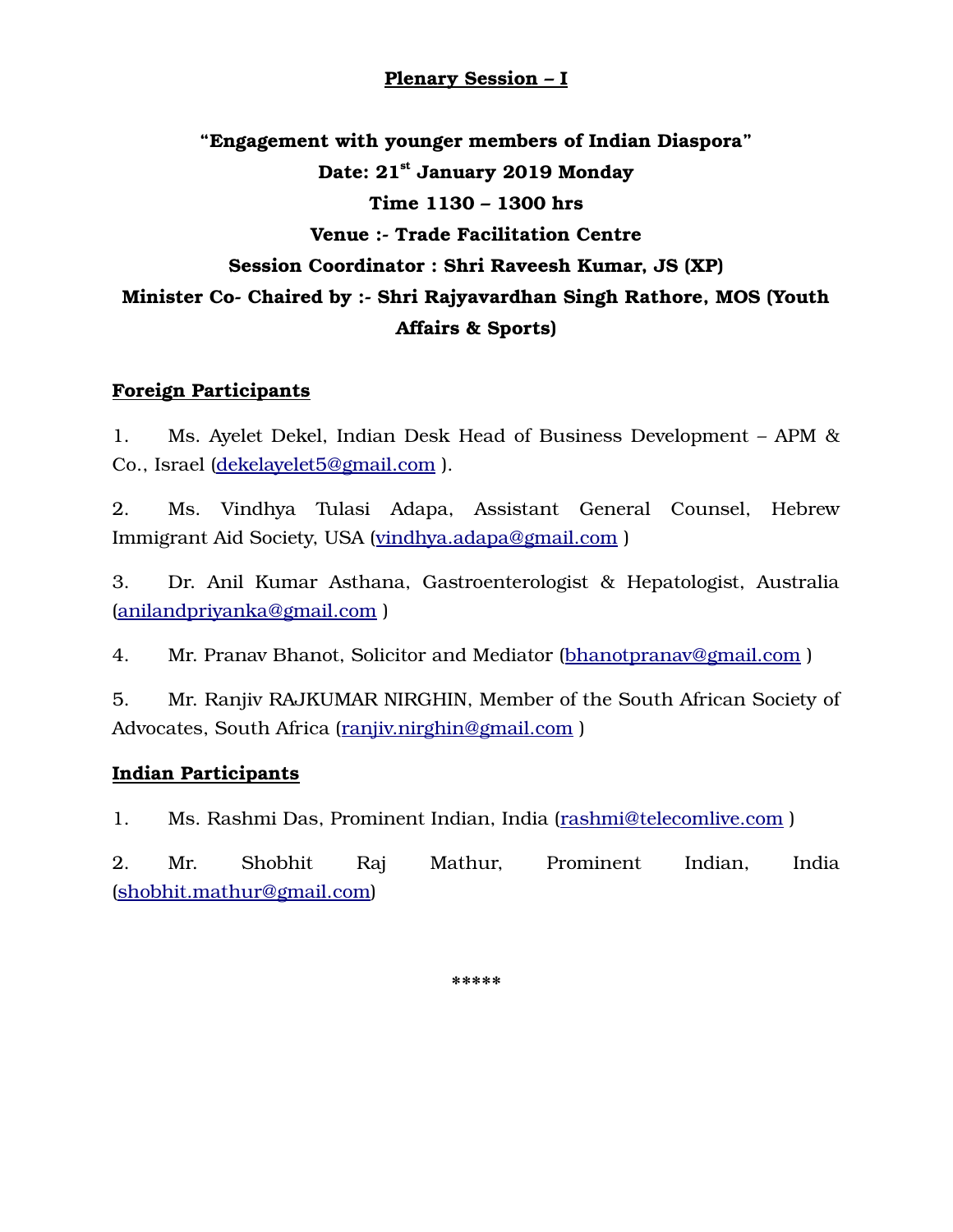**Plenary Session – I**

**"Engagement with younger members of Indian Diaspora"**

**Date: 21st January 2019 Monday**

**Time 1130 – 1300 hrs**

**Venue :- Trade Facilitation Centre**

**Session Coordinator : Shri Raveesh Kumar, JS (XP)**

**Minister Co- Chaired by :- Shri Rajyavardhan Singh Rathore, MOS (Youth Affairs & Sports)**

**Foreign Participants**

1. Ms. Ayelet Dekel, Indian Desk Head of Business Development – APM & Co., Israel (dekelayelet5@gmail.com ).

2. Ms. Vindhya Tulasi Adapa, Assistant General Counsel, Hebrew Immigrant Aid Society, USA (vindhya.adapa@gmail.com )

3. Dr. Anil Kumar Asthana, Gastroenterologist & Hepatologist, Australia (anilandpriyanka@gmail.com )

4. Mr. Pranav Bhanot, Solicitor and Mediator (bhanotpranav@gmail.com )

5. Mr. Ranjiv RAJKUMAR NIRGHIN, Member of the South African Society of Advocates, South Africa (ranjiv.nirghin@gmail.com )

**Indian Participants**

1. Ms. Rashmi Das, Prominent Indian, India (rashmi@telecomlive.com )

2. Mr. Shobhit Raj Mathur, Prominent Indian, India (shobhit.mathur@gmail.com)

*****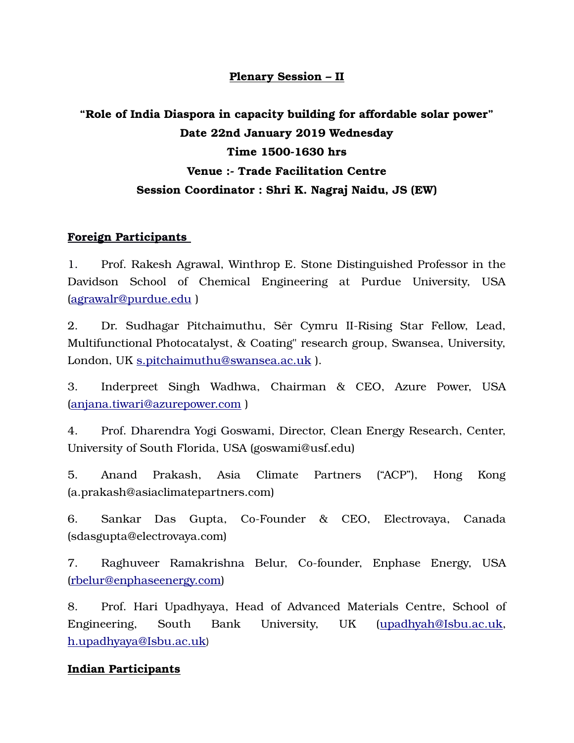**Plenary Session – II**

**"Role of India Diaspora in capacity building for affordable solar power"**
**Date 22nd January 2019 Wednesday**
**Time 1500-1630 hrs**
**Venue :- Trade Facilitation Centre**
**Session Coordinator : Shri K. Nagraj Naidu, JS (EW)**

**Foreign Participants**

1. Prof. Rakesh Agrawal, Winthrop E. Stone Distinguished Professor in the Davidson School of Chemical Engineering at Purdue University, USA (agrawalr@purdue.edu )

2. Dr. Sudhagar Pitchaimuthu, Sêr Cymru II-Rising Star Fellow, Lead, Multifunctional Photocatalyst, & Coating" research group, Swansea, University, London, UK s.pitchaimuthu@swansea.ac.uk ).

3. Inderpreet Singh Wadhwa, Chairman & CEO, Azure Power, USA (anjana.tiwari@azurepower.com )

4. Prof. Dharendra Yogi Goswami, Director, Clean Energy Research, Center, University of South Florida, USA (goswami@usf.edu)

5. Anand Prakash, Asia Climate Partners ("ACP"), Hong Kong (a.prakash@asiaclimatepartners.com)

6. Sankar Das Gupta, Co-Founder & CEO, Electrovaya, Canada (sdasgupta@electrovaya.com)

7. Raghuveer Ramakrishna Belur, Co-founder, Enphase Energy, USA (rbelur@enphaseenergy.com)

8. Prof. Hari Upadhyaya, Head of Advanced Materials Centre, School of Engineering, South Bank University, UK (upadhyah@lsbu.ac.uk, h.upadhyaya@lsbu.ac.uk)

**Indian Participants**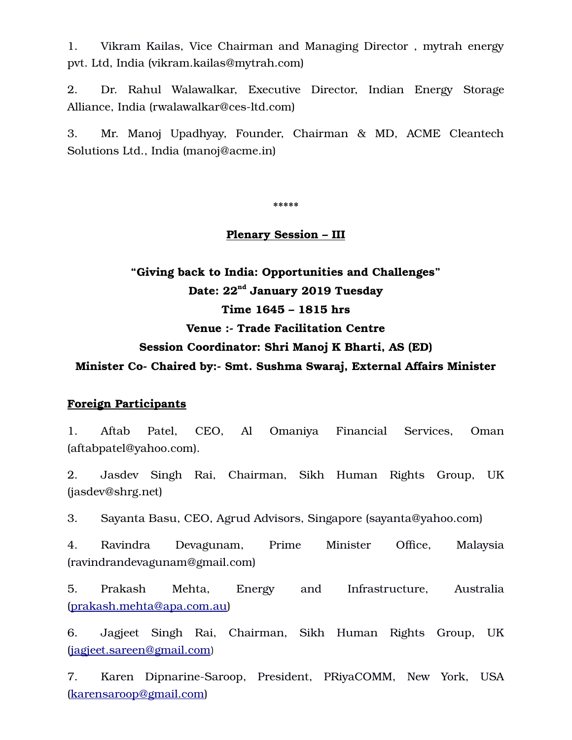1. Vikram Kailas, Vice Chairman and Managing Director , mytrah energy pvt. Ltd, India (vikram.kailas@mytrah.com)

2. Dr. Rahul Walawalkar, Executive Director, Indian Energy Storage Alliance, India (rwalawalkar@ces-ltd.com)

3. Mr. Manoj Upadhyay, Founder, Chairman & MD, ACME Cleantech Solutions Ltd., India (manoj@acme.in)

*****

**Plenary Session – III**

**"Giving back to India: Opportunities and Challenges"**

**Date: 22nd January 2019 Tuesday**

**Time 1645 – 1815 hrs**

**Venue :- Trade Facilitation Centre**

**Session Coordinator: Shri Manoj K Bharti, AS (ED)**

**Minister Co- Chaired by:- Smt. Sushma Swaraj, External Affairs Minister**

**Foreign Participants**

1. Aftab Patel, CEO, Al Omaniya Financial Services, Oman (aftabpatel@yahoo.com).

2. Jasdev Singh Rai, Chairman, Sikh Human Rights Group, UK (jasdev@shrg.net)

3. Sayanta Basu, CEO, Agrud Advisors, Singapore (sayanta@yahoo.com)

4. Ravindra Devagunam, Prime Minister Office, Malaysia (ravindrandevagunam@gmail.com)

5. Prakash Mehta, Energy and Infrastructure, Australia (prakash.mehta@apa.com.au)

6. Jagjeet Singh Rai, Chairman, Sikh Human Rights Group, UK (jagjeet.sareen@gmail.com)

7. Karen Dipnarine-Saroop, President, PRiyaCOMM, New York, USA (karensaroop@gmail.com)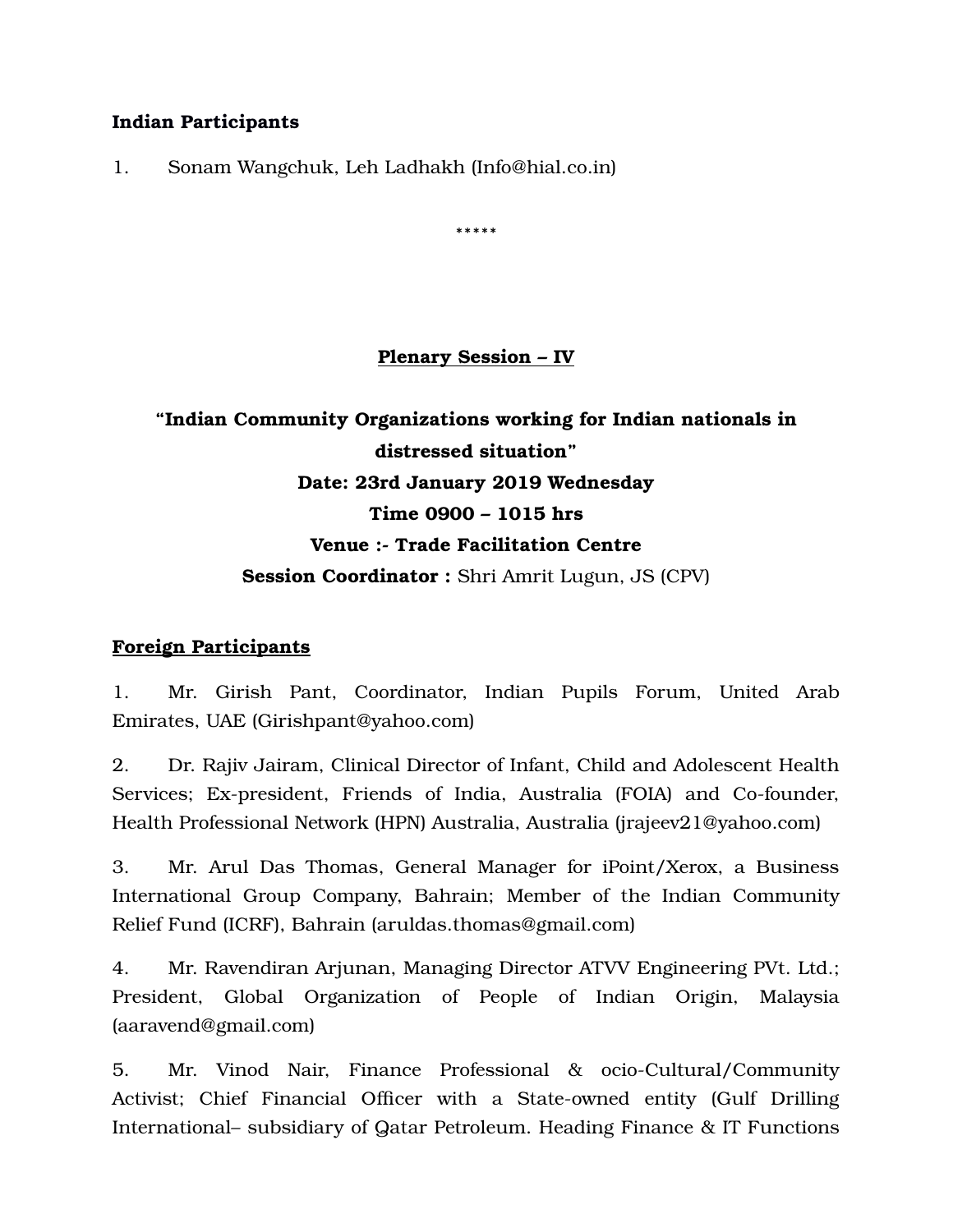**Indian Participants**

1. Sonam Wangchuk, Leh Ladhakh (Info@hial.co.in)

*****

**Plenary Session – IV**

**"Indian Community Organizations working for Indian nationals in distressed situation"**

**Date: 23rd January 2019 Wednesday**

**Time 0900 – 1015 hrs**

**Venue :- Trade Facilitation Centre**

**Session Coordinator :** Shri Amrit Lugun, JS (CPV)

**Foreign Participants**

1. Mr. Girish Pant, Coordinator, Indian Pupils Forum, United Arab Emirates, UAE (Girishpant@yahoo.com)

2. Dr. Rajiv Jairam, Clinical Director of Infant, Child and Adolescent Health Services; Ex-president, Friends of India, Australia (FOIA) and Co-founder, Health Professional Network (HPN) Australia, Australia (jrajeev21@yahoo.com)

3. Mr. Arul Das Thomas, General Manager for iPoint/Xerox, a Business International Group Company, Bahrain; Member of the Indian Community Relief Fund (ICRF), Bahrain (aruldas.thomas@gmail.com)

4. Mr. Ravendiran Arjunan, Managing Director ATVV Engineering PVt. Ltd.; President, Global Organization of People of Indian Origin, Malaysia (aaravend@gmail.com)

5. Mr. Vinod Nair, Finance Professional & ocio-Cultural/Community Activist; Chief Financial Officer with a State-owned entity (Gulf Drilling International– subsidiary of Qatar Petroleum. Heading Finance & IT Functions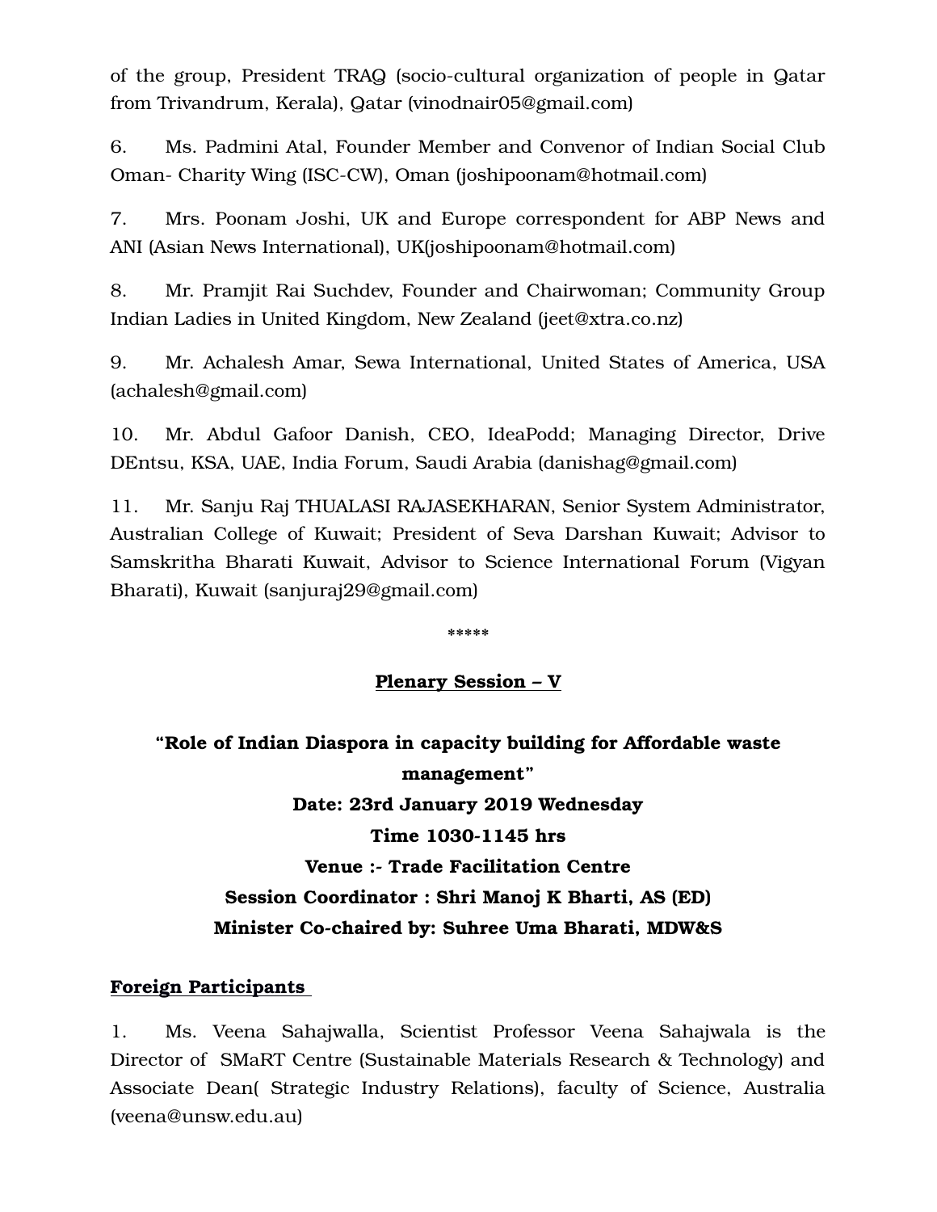of the group, President TRAQ (socio-cultural organization of people in Qatar from Trivandrum, Kerala), Qatar (vinodnair05@gmail.com)

6. Ms. Padmini Atal, Founder Member and Convenor of Indian Social Club Oman- Charity Wing (ISC-CW), Oman (joshipoonam@hotmail.com)

7. Mrs. Poonam Joshi, UK and Europe correspondent for ABP News and ANI (Asian News International), UK(joshipoonam@hotmail.com)

8. Mr. Pramjit Rai Suchdev, Founder and Chairwoman; Community Group Indian Ladies in United Kingdom, New Zealand (jeet@xtra.co.nz)

9. Mr. Achalesh Amar, Sewa International, United States of America, USA (achalesh@gmail.com)

10. Mr. Abdul Gafoor Danish, CEO, IdeaPodd; Managing Director, Drive DEntsu, KSA, UAE, India Forum, Saudi Arabia (danishag@gmail.com)

11. Mr. Sanju Raj THUALASI RAJASEKHARAN, Senior System Administrator, Australian College of Kuwait; President of Seva Darshan Kuwait; Advisor to Samskritha Bharati Kuwait, Advisor to Science International Forum (Vigyan Bharati), Kuwait (sanjuraj29@gmail.com)

*****

## Plenary Session – V

**"Role of Indian Diaspora in capacity building for Affordable waste management"**

**Date: 23rd January 2019 Wednesday**

**Time 1030-1145 hrs**

**Venue :- Trade Facilitation Centre**

**Session Coordinator : Shri Manoj K Bharti, AS (ED)**

**Minister Co-chaired by: Suhree Uma Bharati, MDW&S**

### Foreign Participants

1. Ms. Veena Sahajwalla, Scientist Professor Veena Sahajwala is the Director of SMaRT Centre (Sustainable Materials Research & Technology) and Associate Dean( Strategic Industry Relations), faculty of Science, Australia (veena@unsw.edu.au)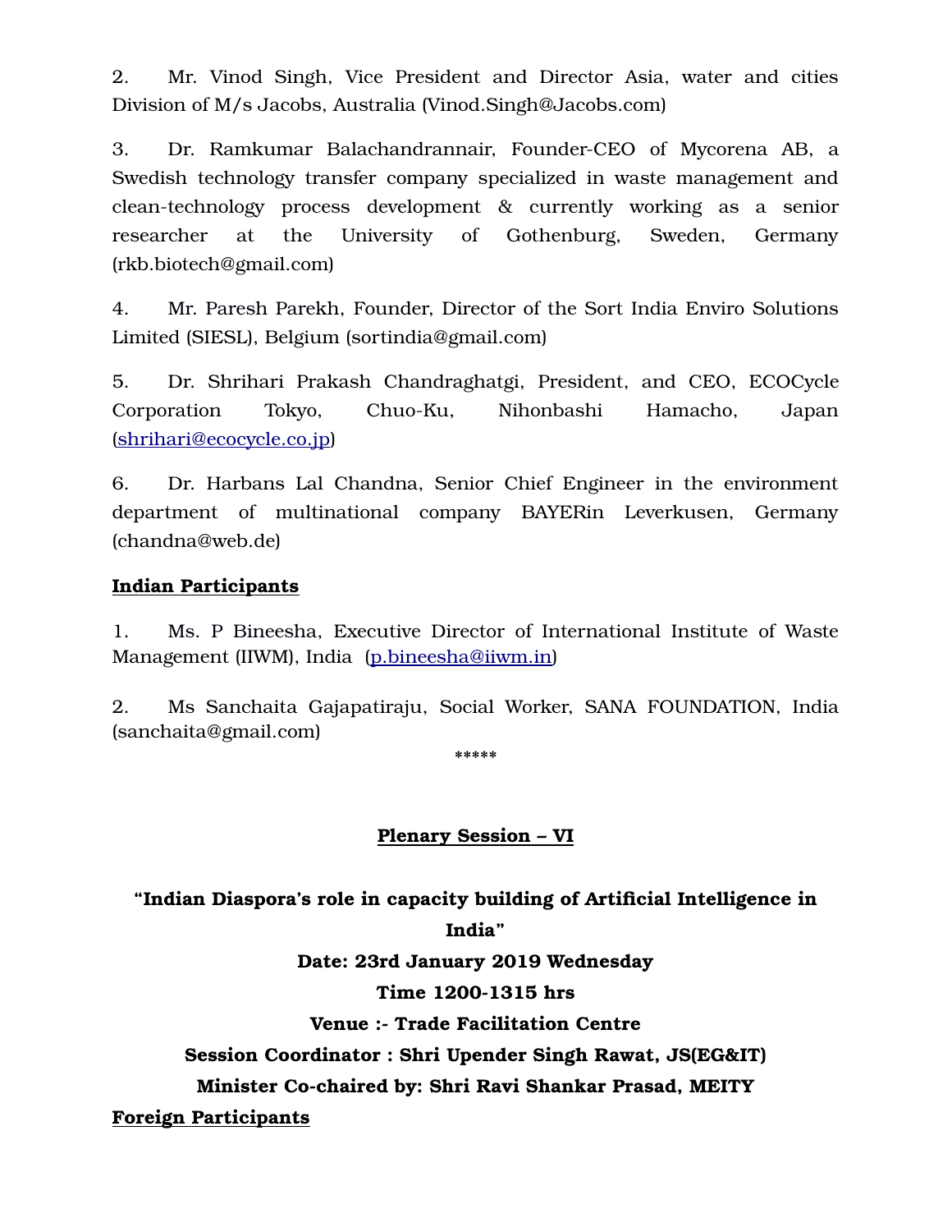2. Mr. Vinod Singh, Vice President and Director Asia, water and cities Division of M/s Jacobs, Australia (Vinod.Singh@Jacobs.com)

3. Dr. Ramkumar Balachandrannair, Founder-CEO of Mycorena AB, a Swedish technology transfer company specialized in waste management and clean-technology process development & currently working as a senior researcher at the University of Gothenburg, Sweden, Germany (rkb.biotech@gmail.com)

4. Mr. Paresh Parekh, Founder, Director of the Sort India Enviro Solutions Limited (SIESL), Belgium (sortindia@gmail.com)

5. Dr. Shrihari Prakash Chandraghatgi, President, and CEO, ECOCycle Corporation Tokyo, Chuo-Ku, Nihonbashi Hamacho, Japan (shrihari@ecocycle.co.jp)

6. Dr. Harbans Lal Chandna, Senior Chief Engineer in the environment department of multinational company BAYERin Leverkusen, Germany (chandna@web.de)

**Indian Participants**

1. Ms. P Bineesha, Executive Director of International Institute of Waste Management (IIWM), India (p.bineesha@iiwm.in)

2. Ms Sanchaita Gajapatiraju, Social Worker, SANA FOUNDATION, India (sanchaita@gmail.com)

*****

## Plenary Session – VI

**"Indian Diaspora's role in capacity building of Artificial Intelligence in India"**

**Date: 23rd January 2019 Wednesday**

**Time 1200-1315 hrs**

**Venue :- Trade Facilitation Centre**

**Session Coordinator : Shri Upender Singh Rawat, JS(EG&IT)**

**Minister Co-chaired by: Shri Ravi Shankar Prasad, MEITY**

**Foreign Participants**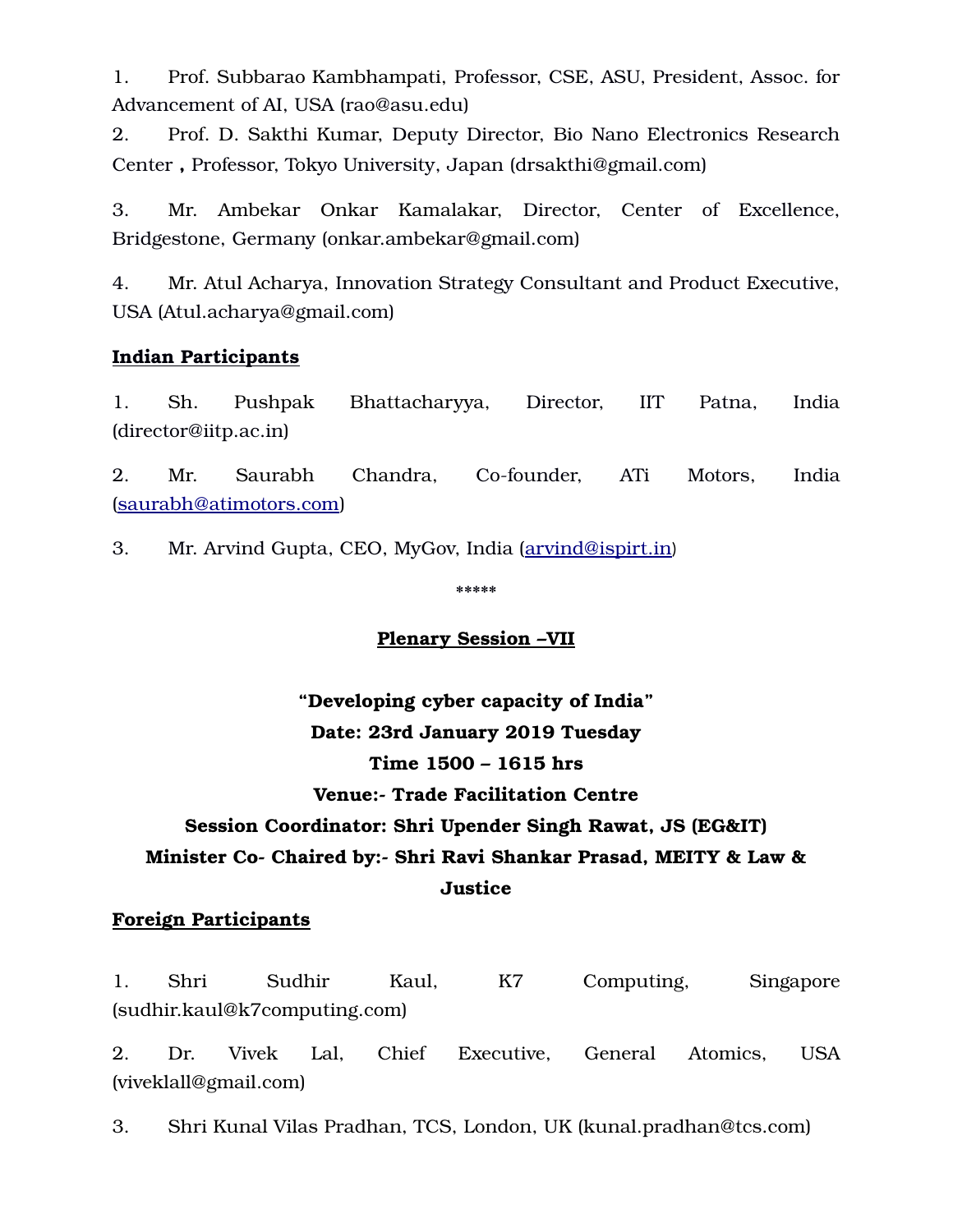1. Prof. Subbarao Kambhampati, Professor, CSE, ASU, President, Assoc. for Advancement of AI, USA (rao@asu.edu)

2. Prof. D. Sakthi Kumar, Deputy Director, Bio Nano Electronics Research Center **,** Professor, Tokyo University, Japan (drsakthi@gmail.com)

3. Mr. Ambekar Onkar Kamalakar, Director, Center of Excellence, Bridgestone, Germany (onkar.ambekar@gmail.com)

4. Mr. Atul Acharya, Innovation Strategy Consultant and Product Executive, USA (Atul.acharya@gmail.com)

**Indian Participants**

1. Sh. Pushpak Bhattacharyya, Director, IIT Patna, India (director@iitp.ac.in)

2. Mr. Saurabh Chandra, Co-founder, ATi Motors, India (saurabh@atimotors.com)

3. Mr. Arvind Gupta, CEO, MyGov, India (arvind@ispirt.in)

*****

## Plenary Session –VII

**"Developing cyber capacity of India"**
**Date: 23rd January 2019 Tuesday**
**Time 1500 – 1615 hrs**
**Venue:- Trade Facilitation Centre**
**Session Coordinator: Shri Upender Singh Rawat, JS (EG&IT)**
**Minister Co- Chaired by:- Shri Ravi Shankar Prasad, MEITY & Law & Justice**

**Foreign Participants**

1. Shri Sudhir Kaul, K7 Computing, Singapore (sudhir.kaul@k7computing.com)

2. Dr. Vivek Lal, Chief Executive, General Atomics, USA (viveklall@gmail.com)

3. Shri Kunal Vilas Pradhan, TCS, London, UK (kunal.pradhan@tcs.com)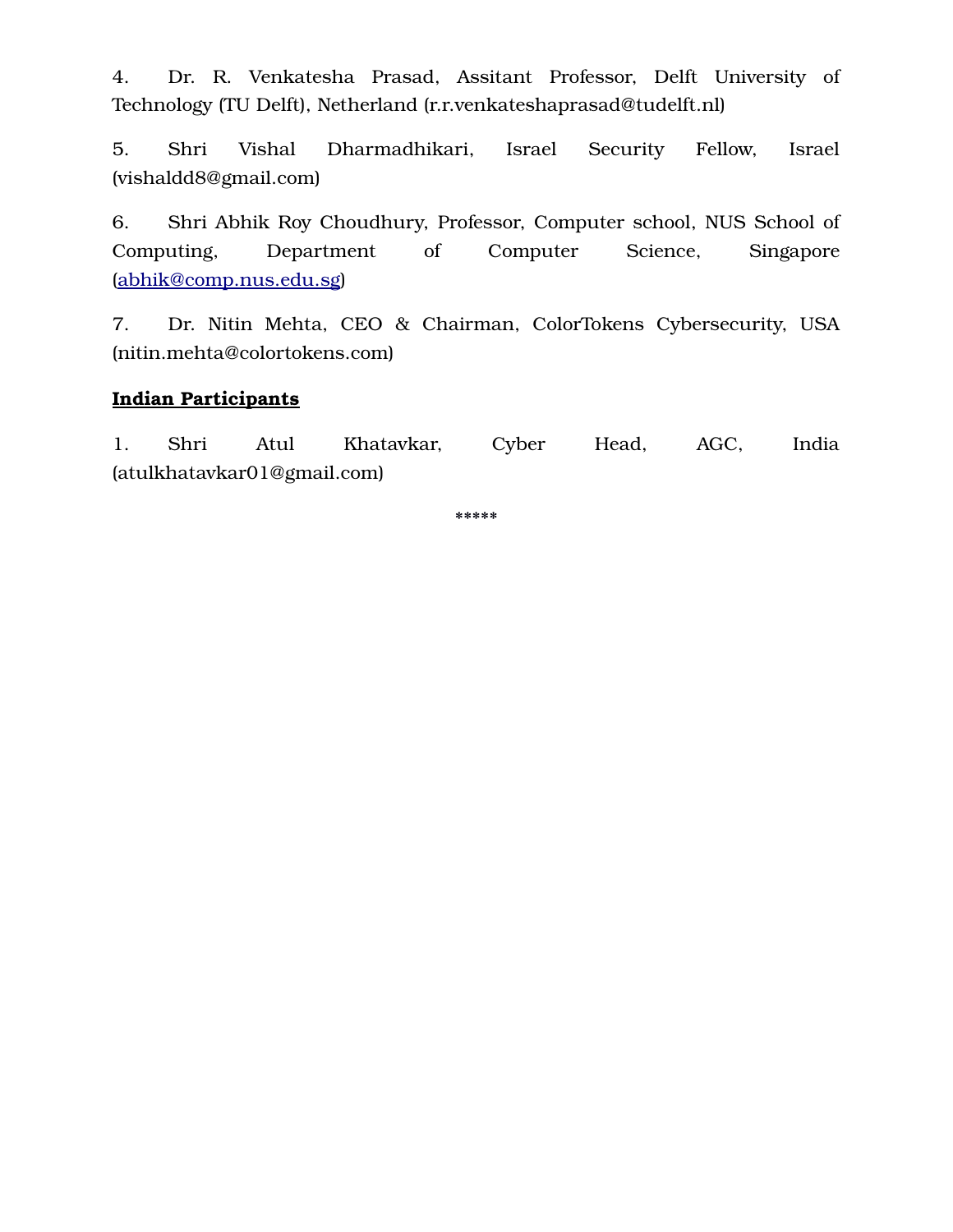4. Dr. R. Venkatesha Prasad, Assitant Professor, Delft University of Technology (TU Delft), Netherland (r.r.venkateshaprasad@tudelft.nl)

5. Shri Vishal Dharmadhikari, Israel Security Fellow, Israel (vishaldd8@gmail.com)

6. Shri Abhik Roy Choudhury, Professor, Computer school, NUS School of Computing, Department of Computer Science, Singapore (abhik@comp.nus.edu.sg)

7. Dr. Nitin Mehta, CEO & Chairman, ColorTokens Cybersecurity, USA (nitin.mehta@colortokens.com)

**Indian Participants**

1. Shri Atul Khatavkar, Cyber Head, AGC, India (atulkhatavkar01@gmail.com)

*****